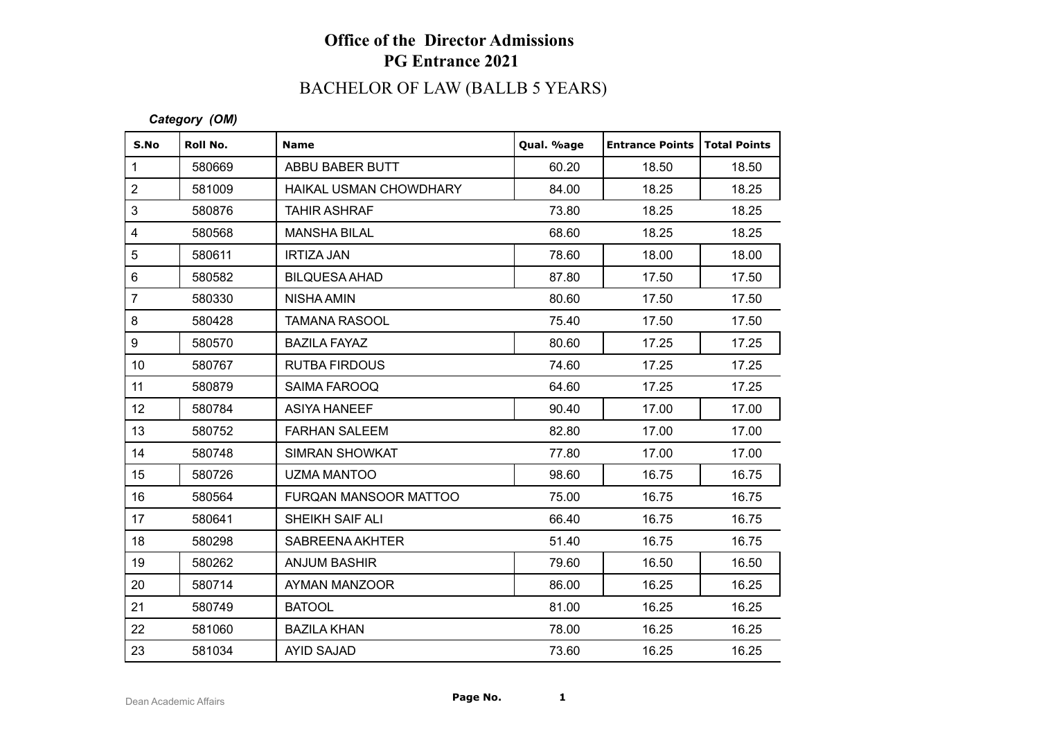# Office of the Director Admissions
## PG Entrance 2021

### BACHELOR OF LAW (BALLB 5 YEARS)

***Category (OM)***

| S.No | Roll No. | Name | Qual. %age | Entrance Points | Total Points |
|---|---|---|---|---|---|
| 1 | 580669 | ABBU BABER BUTT | 60.20 | 18.50 | 18.50 |
| 2 | 581009 | HAIKAL USMAN CHOWDHARY | 84.00 | 18.25 | 18.25 |
| 3 | 580876 | TAHIR ASHRAF | 73.80 | 18.25 | 18.25 |
| 4 | 580568 | MANSHA BILAL | 68.60 | 18.25 | 18.25 |
| 5 | 580611 | IRTIZA JAN | 78.60 | 18.00 | 18.00 |
| 6 | 580582 | BILQUESA AHAD | 87.80 | 17.50 | 17.50 |
| 7 | 580330 | NISHA AMIN | 80.60 | 17.50 | 17.50 |
| 8 | 580428 | TAMANA RASOOL | 75.40 | 17.50 | 17.50 |
| 9 | 580570 | BAZILA FAYAZ | 80.60 | 17.25 | 17.25 |
| 10 | 580767 | RUTBA FIRDOUS | 74.60 | 17.25 | 17.25 |
| 11 | 580879 | SAIMA FAROOQ | 64.60 | 17.25 | 17.25 |
| 12 | 580784 | ASIYA HANEEF | 90.40 | 17.00 | 17.00 |
| 13 | 580752 | FARHAN SALEEM | 82.80 | 17.00 | 17.00 |
| 14 | 580748 | SIMRAN SHOWKAT | 77.80 | 17.00 | 17.00 |
| 15 | 580726 | UZMA MANTOO | 98.60 | 16.75 | 16.75 |
| 16 | 580564 | FURQAN MANSOOR MATTOO | 75.00 | 16.75 | 16.75 |
| 17 | 580641 | SHEIKH SAIF ALI | 66.40 | 16.75 | 16.75 |
| 18 | 580298 | SABREENA AKHTER | 51.40 | 16.75 | 16.75 |
| 19 | 580262 | ANJUM BASHIR | 79.60 | 16.50 | 16.50 |
| 20 | 580714 | AYMAN MANZOOR | 86.00 | 16.25 | 16.25 |
| 21 | 580749 | BATOOL | 81.00 | 16.25 | 16.25 |
| 22 | 581060 | BAZILA KHAN | 78.00 | 16.25 | 16.25 |
| 23 | 581034 | AYID SAJAD | 73.60 | 16.25 | 16.25 |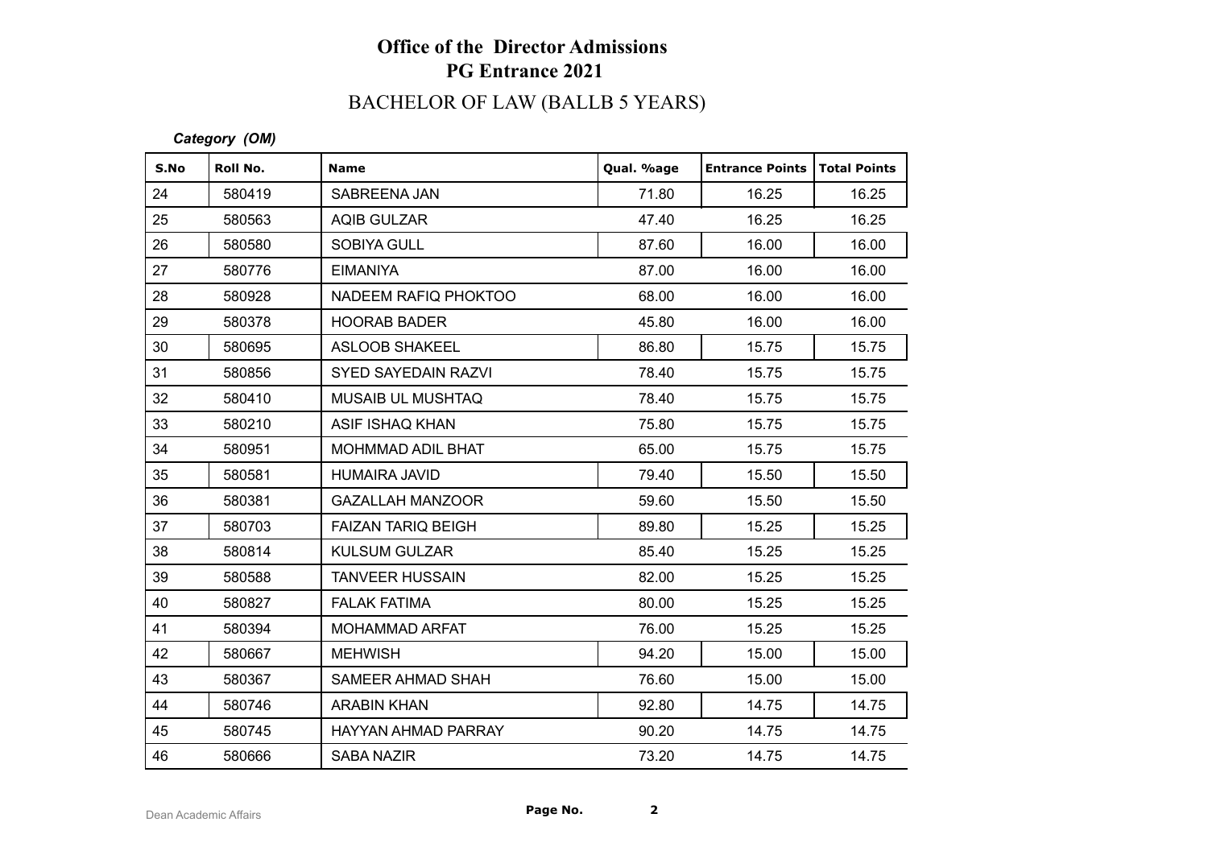# Office of the Director Admissions
## PG Entrance 2021

### BACHELOR OF LAW (BALLB 5 YEARS)

*Category (OM)*

| S.No | Roll No. | Name | Qual. %age | Entrance Points | Total Points |
|---|---|---|---|---|---|
| 24 | 580419 | SABREENA JAN | 71.80 | 16.25 | 16.25 |
| 25 | 580563 | AQIB GULZAR | 47.40 | 16.25 | 16.25 |
| 26 | 580580 | SOBIYA GULL | 87.60 | 16.00 | 16.00 |
| 27 | 580776 | EIMANIYA | 87.00 | 16.00 | 16.00 |
| 28 | 580928 | NADEEM RAFIQ PHOKTOO | 68.00 | 16.00 | 16.00 |
| 29 | 580378 | HOORAB BADER | 45.80 | 16.00 | 16.00 |
| 30 | 580695 | ASLOOB SHAKEEL | 86.80 | 15.75 | 15.75 |
| 31 | 580856 | SYED SAYEDAIN RAZVI | 78.40 | 15.75 | 15.75 |
| 32 | 580410 | MUSAIB UL MUSHTAQ | 78.40 | 15.75 | 15.75 |
| 33 | 580210 | ASIF ISHAQ KHAN | 75.80 | 15.75 | 15.75 |
| 34 | 580951 | MOHMMAD ADIL BHAT | 65.00 | 15.75 | 15.75 |
| 35 | 580581 | HUMAIRA JAVID | 79.40 | 15.50 | 15.50 |
| 36 | 580381 | GAZALLAH MANZOOR | 59.60 | 15.50 | 15.50 |
| 37 | 580703 | FAIZAN TARIQ BEIGH | 89.80 | 15.25 | 15.25 |
| 38 | 580814 | KULSUM GULZAR | 85.40 | 15.25 | 15.25 |
| 39 | 580588 | TANVEER HUSSAIN | 82.00 | 15.25 | 15.25 |
| 40 | 580827 | FALAK FATIMA | 80.00 | 15.25 | 15.25 |
| 41 | 580394 | MOHAMMAD ARFAT | 76.00 | 15.25 | 15.25 |
| 42 | 580667 | MEHWISH | 94.20 | 15.00 | 15.00 |
| 43 | 580367 | SAMEER AHMAD SHAH | 76.60 | 15.00 | 15.00 |
| 44 | 580746 | ARABIN KHAN | 92.80 | 14.75 | 14.75 |
| 45 | 580745 | HAYYAN AHMAD PARRAY | 90.20 | 14.75 | 14.75 |
| 46 | 580666 | SABA NAZIR | 73.20 | 14.75 | 14.75 |

Dean Academic Affairs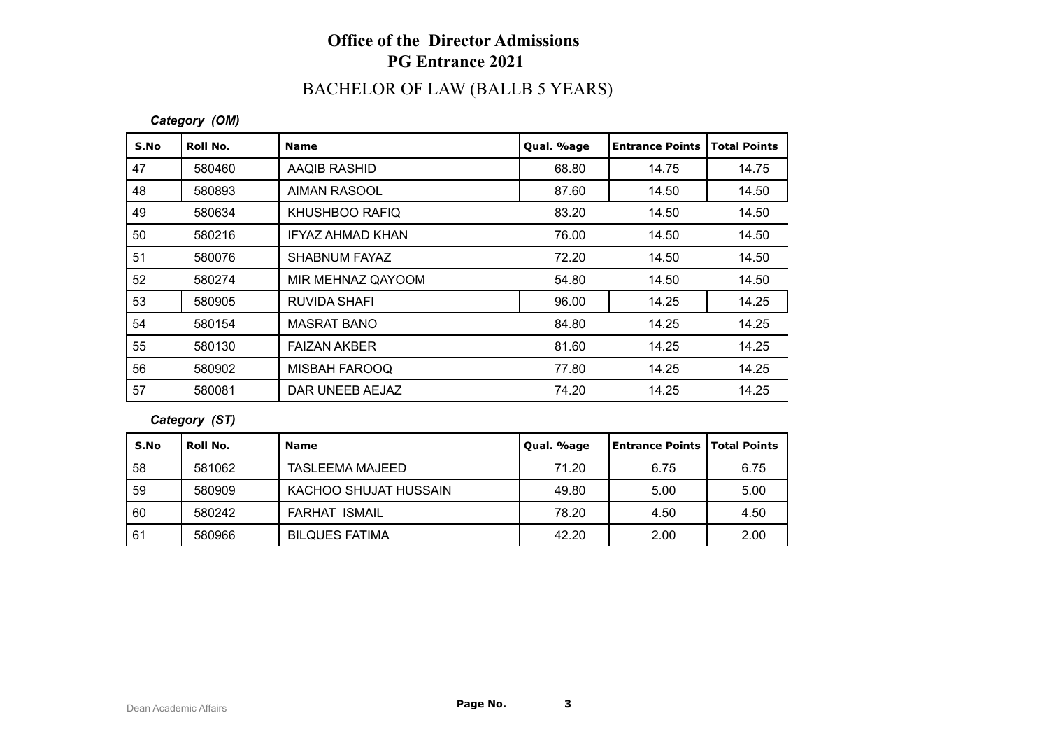# Office of the Director Admissions
## PG Entrance 2021

## BACHELOR OF LAW (BALLB 5 YEARS)

***Category (OM)***

| S.No | Roll No. | Name | Qual. %age | Entrance Points | Total Points |
|---|---|---|---|---|---|
| 47 | 580460 | AAQIB RASHID | 68.80 | 14.75 | 14.75 |
| 48 | 580893 | AIMAN RASOOL | 87.60 | 14.50 | 14.50 |
| 49 | 580634 | KHUSHBOO RAFIQ | 83.20 | 14.50 | 14.50 |
| 50 | 580216 | IFYAZ AHMAD KHAN | 76.00 | 14.50 | 14.50 |
| 51 | 580076 | SHABNUM FAYAZ | 72.20 | 14.50 | 14.50 |
| 52 | 580274 | MIR MEHNAZ QAYOOM | 54.80 | 14.50 | 14.50 |
| 53 | 580905 | RUVIDA SHAFI | 96.00 | 14.25 | 14.25 |
| 54 | 580154 | MASRAT BANO | 84.80 | 14.25 | 14.25 |
| 55 | 580130 | FAIZAN AKBER | 81.60 | 14.25 | 14.25 |
| 56 | 580902 | MISBAH FAROOQ | 77.80 | 14.25 | 14.25 |
| 57 | 580081 | DAR UNEEB AEJAZ | 74.20 | 14.25 | 14.25 |

***Category (ST)***

| S.No | Roll No. | Name | Qual. %age | Entrance Points | Total Points |
|---|---|---|---|---|---|
| 58 | 581062 | TASLEEMA MAJEED | 71.20 | 6.75 | 6.75 |
| 59 | 580909 | KACHOO SHUJAT HUSSAIN | 49.80 | 5.00 | 5.00 |
| 60 | 580242 | FARHAT ISMAIL | 78.20 | 4.50 | 4.50 |
| 61 | 580966 | BILQUES FATIMA | 42.20 | 2.00 | 2.00 |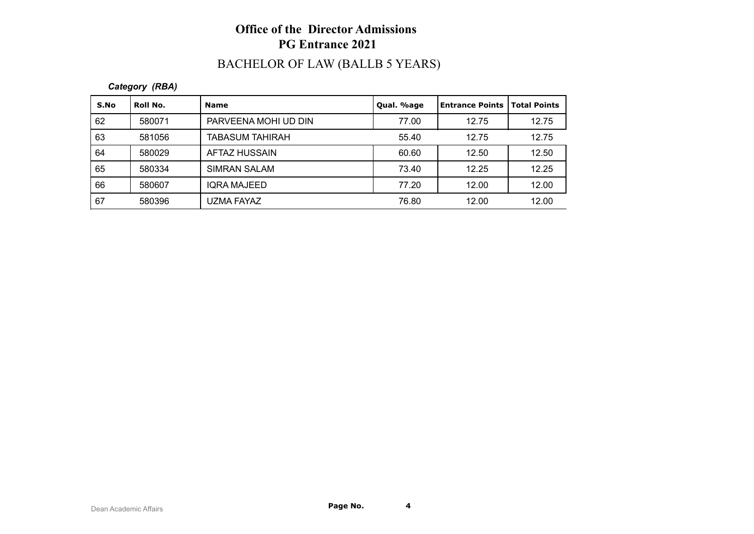# Office of the Director Admissions
## PG Entrance 2021

## BACHELOR OF LAW (BALLB 5 YEARS)

***Category (RBA)***

| S.No | Roll No. | Name | Qual. %age | Entrance Points | Total Points |
|---|---|---|---|---|---|
| 62 | 580071 | PARVEENA MOHI UD DIN | 77.00 | 12.75 | 12.75 |
| 63 | 581056 | TABASUM TAHIRAH | 55.40 | 12.75 | 12.75 |
| 64 | 580029 | AFTAZ HUSSAIN | 60.60 | 12.50 | 12.50 |
| 65 | 580334 | SIMRAN SALAM | 73.40 | 12.25 | 12.25 |
| 66 | 580607 | IQRA MAJEED | 77.20 | 12.00 | 12.00 |
| 67 | 580396 | UZMA FAYAZ | 76.80 | 12.00 | 12.00 |

Dean Academic Affairs